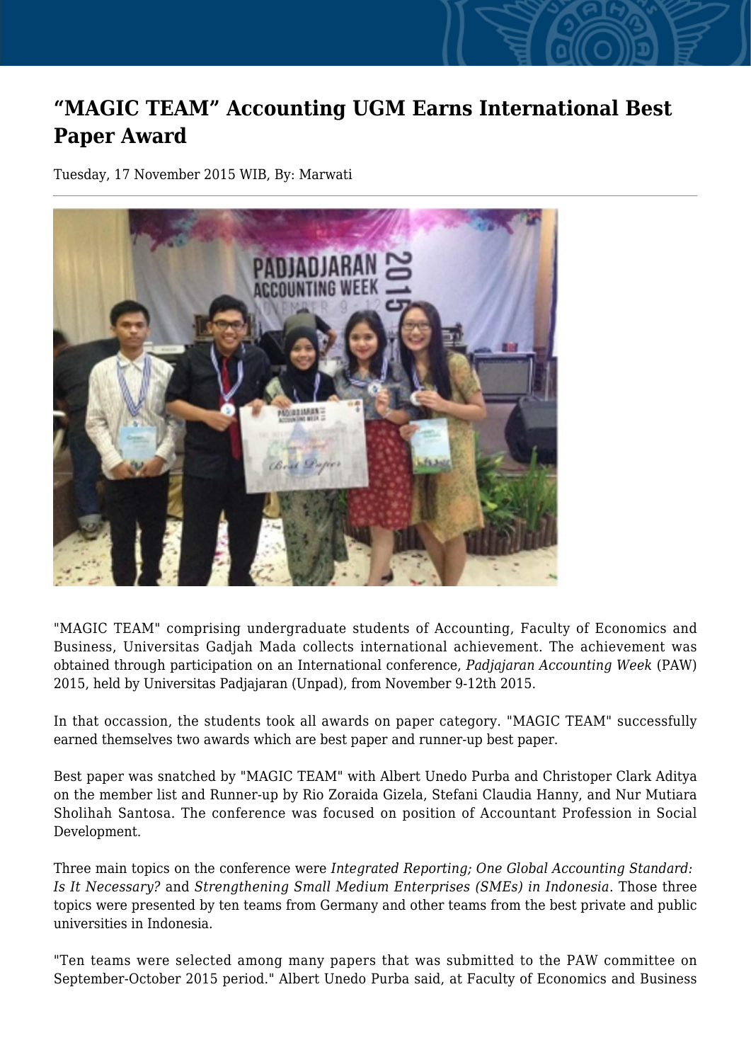# “MAGIC TEAM” Accounting UGM Earns International Best Paper Award

Tuesday, 17 November 2015 WIB, By: Marwati

"MAGIC TEAM" comprising undergraduate students of Accounting, Faculty of Economics and Business, Universitas Gadjah Mada collects international achievement. The achievement was obtained through participation on an International conference, *Padjajaran Accounting Week* (PAW) 2015, held by Universitas Padjajaran (Unpad), from November 9-12th 2015.

In that occassion, the students took all awards on paper category. "MAGIC TEAM" successfully earned themselves two awards which are best paper and runner-up best paper.

Best paper was snatched by "MAGIC TEAM" with Albert Unedo Purba and Christoper Clark Aditya on the member list and Runner-up by Rio Zoraida Gizela, Stefani Claudia Hanny, and Nur Mutiara Sholihah Santosa. The conference was focused on position of Accountant Profession in Social Development.

Three main topics on the conference were *Integrated Reporting; One Global Accounting Standard: Is It Necessary?* and *Strengthening Small Medium Enterprises (SMEs) in Indonesia*. Those three topics were presented by ten teams from Germany and other teams from the best private and public universities in Indonesia.

"Ten teams were selected among many papers that was submitted to the PAW committee on September-October 2015 period." Albert Unedo Purba said, at Faculty of Economics and Business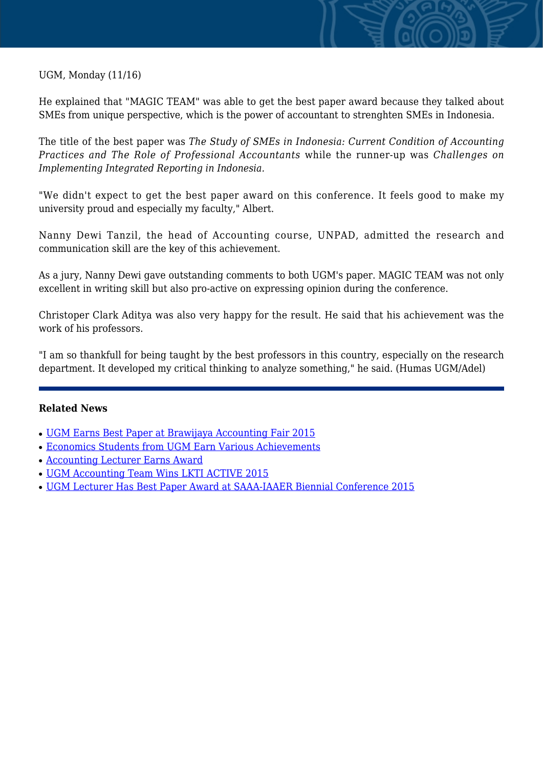UGM, Monday (11/16)

He explained that "MAGIC TEAM" was able to get the best paper award because they talked about SMEs from unique perspective, which is the power of accountant to strenghten SMEs in Indonesia.

The title of the best paper was *The Study of SMEs in Indonesia: Current Condition of Accounting Practices and The Role of Professional Accountants* while the runner-up was *Challenges on Implementing Integrated Reporting in Indonesia*.

"We didn't expect to get the best paper award on this conference. It feels good to make my university proud and especially my faculty," Albert.

Nanny Dewi Tanzil, the head of Accounting course, UNPAD, admitted the research and communication skill are the key of this achievement.

As a jury, Nanny Dewi gave outstanding comments to both UGM's paper. MAGIC TEAM was not only excellent in writing skill but also pro-active on expressing opinion during the conference.

Christoper Clark Aditya was also very happy for the result. He said that his achievement was the work of his professors.

"I am so thankfull for being taught by the best professors in this country, especially on the research department. It developed my critical thinking to analyze something," he said. (Humas UGM/Adel)

---

**Related News**

- UGM Earns Best Paper at Brawijaya Accounting Fair 2015
- Economics Students from UGM Earn Various Achievements
- Accounting Lecturer Earns Award
- UGM Accounting Team Wins LKTI ACTIVE 2015
- UGM Lecturer Has Best Paper Award at SAAA-IAAER Biennial Conference 2015